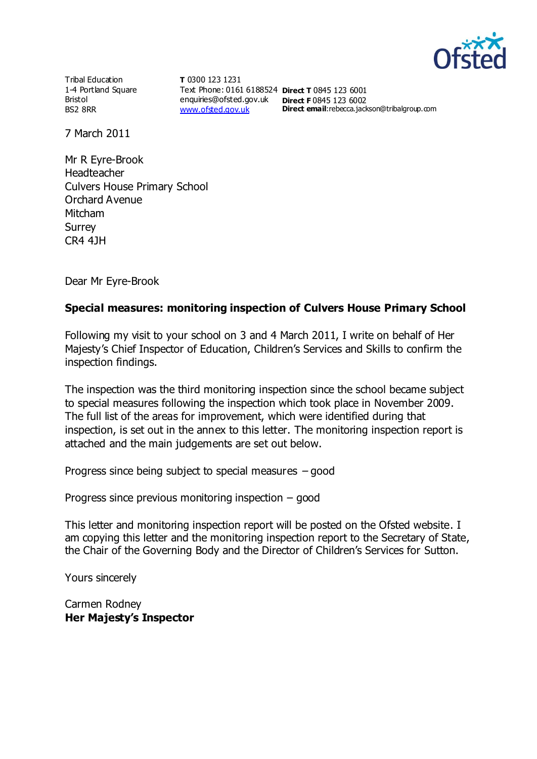Tribal Education
1-4 Portland Square
Bristol
BS2 8RR

**T** 0300 123 1231
Text Phone: 0161 6188524
enquiries@ofsted.gov.uk
www.ofsted.gov.uk

**Direct T** 0845 123 6001
**Direct F** 0845 123 6002
**Direct email**:rebecca.jackson@tribalgroup.com

7 March 2011

Mr R Eyre-Brook
Headteacher
Culvers House Primary School
Orchard Avenue
Mitcham
Surrey
CR4 4JH

Dear Mr Eyre-Brook

**Special measures: monitoring inspection of Culvers House Primary School**

Following my visit to your school on 3 and 4 March 2011, I write on behalf of Her Majesty's Chief Inspector of Education, Children's Services and Skills to confirm the inspection findings.

The inspection was the third monitoring inspection since the school became subject to special measures following the inspection which took place in November 2009. The full list of the areas for improvement, which were identified during that inspection, is set out in the annex to this letter. The monitoring inspection report is attached and the main judgements are set out below.

Progress since being subject to special measures – good

Progress since previous monitoring inspection – good

This letter and monitoring inspection report will be posted on the Ofsted website. I am copying this letter and the monitoring inspection report to the Secretary of State, the Chair of the Governing Body and the Director of Children's Services for Sutton.

Yours sincerely

Carmen Rodney
**Her Majesty's Inspector**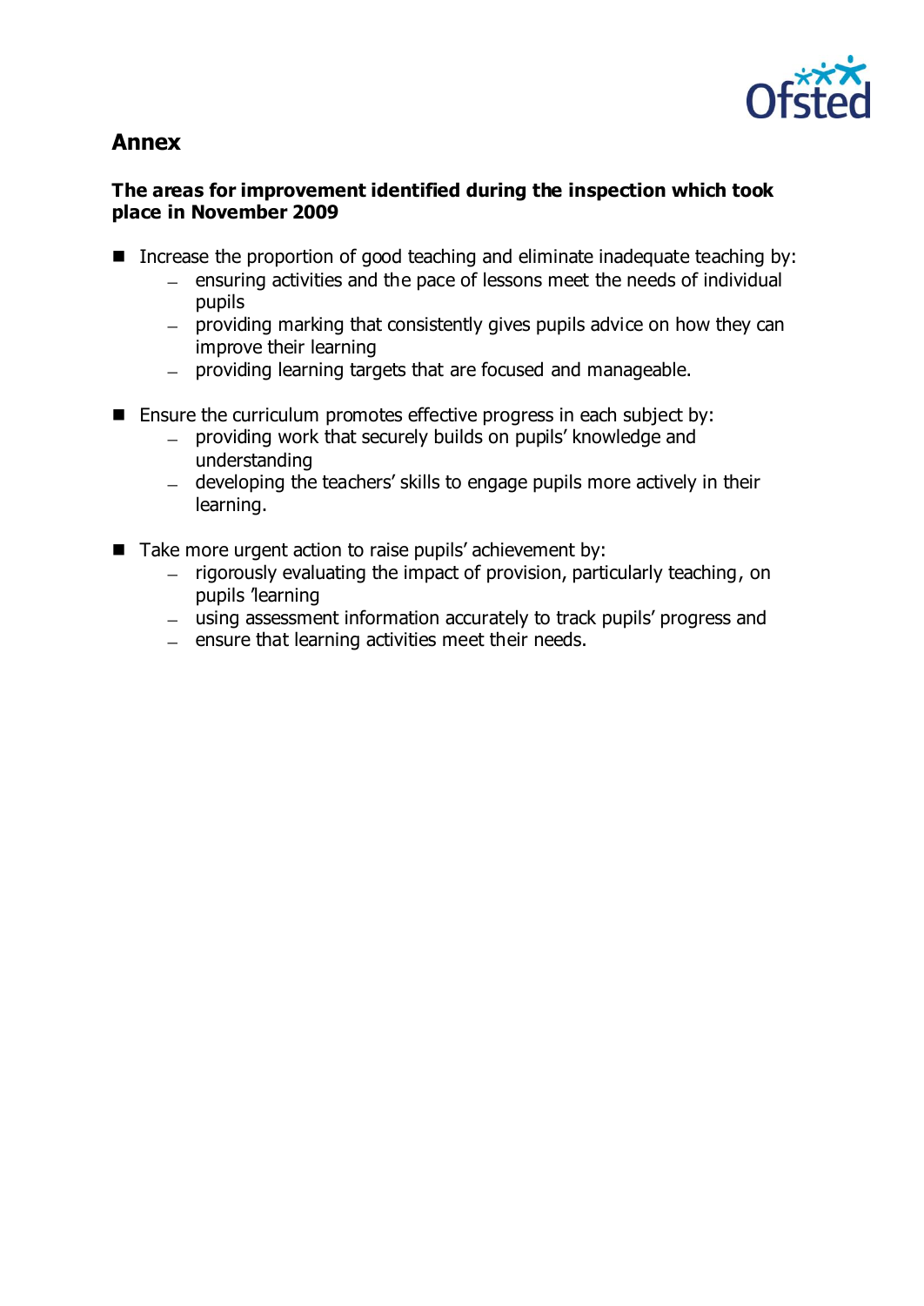## Annex

**The areas for improvement identified during the inspection which took place in November 2009**

- Increase the proportion of good teaching and eliminate inadequate teaching by:
  - ensuring activities and the pace of lessons meet the needs of individual pupils
  - providing marking that consistently gives pupils advice on how they can improve their learning
  - providing learning targets that are focused and manageable.

- Ensure the curriculum promotes effective progress in each subject by:
  - providing work that securely builds on pupils' knowledge and understanding
  - developing the teachers' skills to engage pupils more actively in their learning.

- Take more urgent action to raise pupils' achievement by:
  - rigorously evaluating the impact of provision, particularly teaching, on pupils 'learning
  - using assessment information accurately to track pupils' progress and
  - ensure that learning activities meet their needs.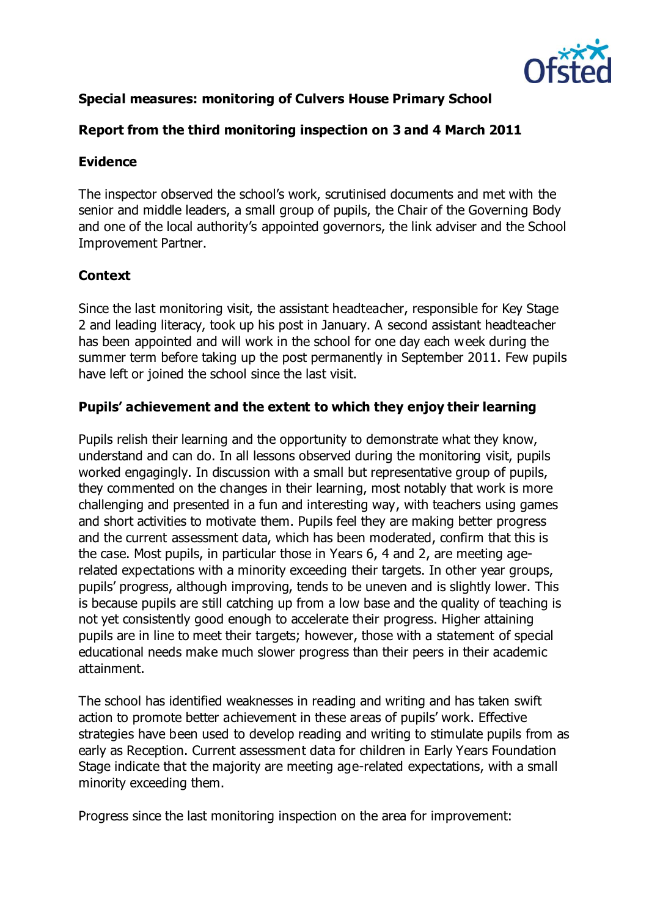**Special measures: monitoring of Culvers House Primary School**

**Report from the third monitoring inspection on 3 and 4 March 2011**

**Evidence**

The inspector observed the school's work, scrutinised documents and met with the senior and middle leaders, a small group of pupils, the Chair of the Governing Body and one of the local authority's appointed governors, the link adviser and the School Improvement Partner.

**Context**

Since the last monitoring visit, the assistant headteacher, responsible for Key Stage 2 and leading literacy, took up his post in January. A second assistant headteacher has been appointed and will work in the school for one day each week during the summer term before taking up the post permanently in September 2011. Few pupils have left or joined the school since the last visit.

**Pupils' achievement and the extent to which they enjoy their learning**

Pupils relish their learning and the opportunity to demonstrate what they know, understand and can do. In all lessons observed during the monitoring visit, pupils worked engagingly. In discussion with a small but representative group of pupils, they commented on the changes in their learning, most notably that work is more challenging and presented in a fun and interesting way, with teachers using games and short activities to motivate them. Pupils feel they are making better progress and the current assessment data, which has been moderated, confirm that this is the case. Most pupils, in particular those in Years 6, 4 and 2, are meeting age-related expectations with a minority exceeding their targets. In other year groups, pupils' progress, although improving, tends to be uneven and is slightly lower. This is because pupils are still catching up from a low base and the quality of teaching is not yet consistently good enough to accelerate their progress. Higher attaining pupils are in line to meet their targets; however, those with a statement of special educational needs make much slower progress than their peers in their academic attainment.

The school has identified weaknesses in reading and writing and has taken swift action to promote better achievement in these areas of pupils' work. Effective strategies have been used to develop reading and writing to stimulate pupils from as early as Reception. Current assessment data for children in Early Years Foundation Stage indicate that the majority are meeting age-related expectations, with a small minority exceeding them.

Progress since the last monitoring inspection on the area for improvement: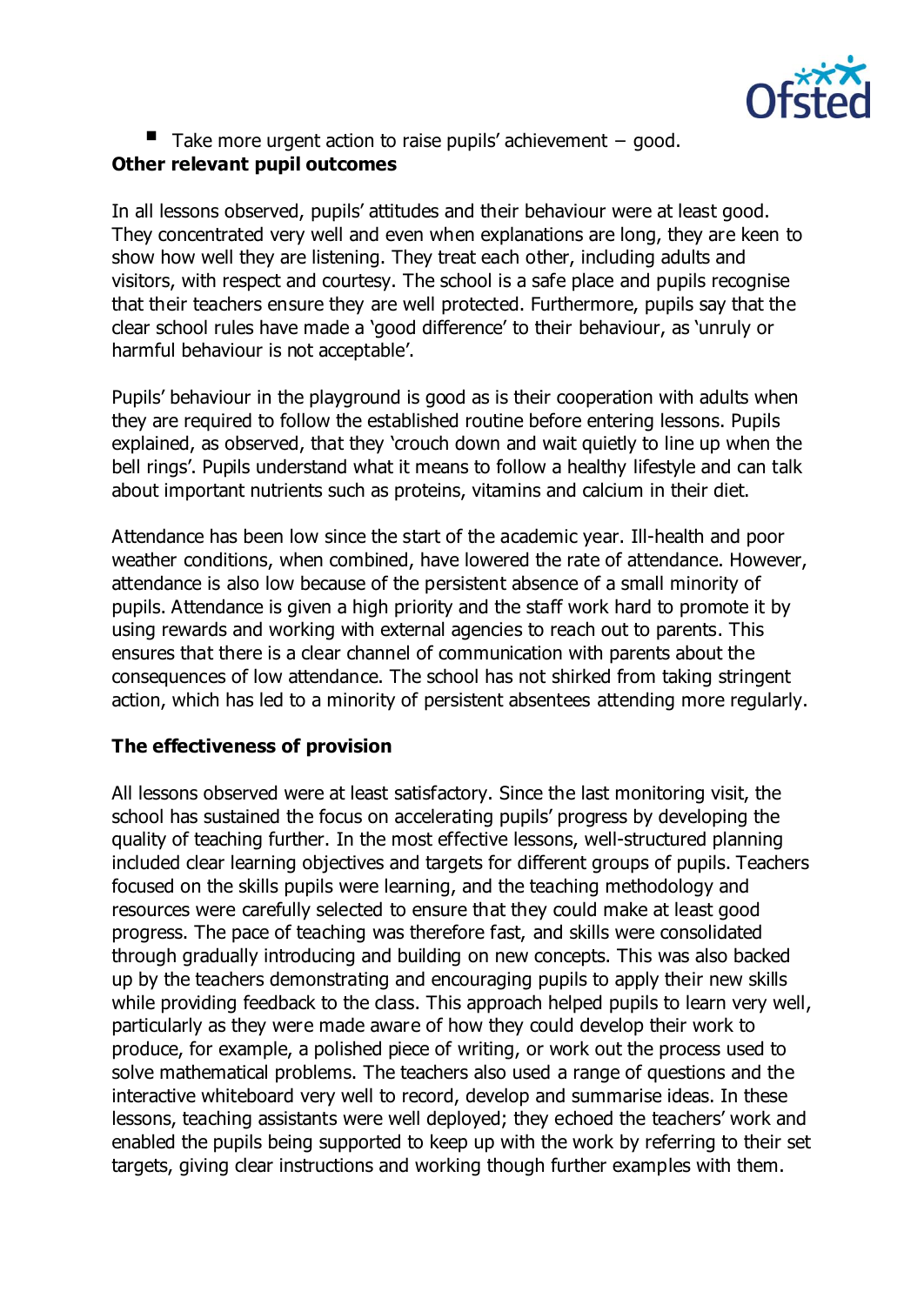- Take more urgent action to raise pupils' achievement – good.

**Other relevant pupil outcomes**

In all lessons observed, pupils' attitudes and their behaviour were at least good. They concentrated very well and even when explanations are long, they are keen to show how well they are listening. They treat each other, including adults and visitors, with respect and courtesy. The school is a safe place and pupils recognise that their teachers ensure they are well protected. Furthermore, pupils say that the clear school rules have made a 'good difference' to their behaviour, as 'unruly or harmful behaviour is not acceptable'.

Pupils' behaviour in the playground is good as is their cooperation with adults when they are required to follow the established routine before entering lessons. Pupils explained, as observed, that they 'crouch down and wait quietly to line up when the bell rings'. Pupils understand what it means to follow a healthy lifestyle and can talk about important nutrients such as proteins, vitamins and calcium in their diet.

Attendance has been low since the start of the academic year. Ill-health and poor weather conditions, when combined, have lowered the rate of attendance. However, attendance is also low because of the persistent absence of a small minority of pupils. Attendance is given a high priority and the staff work hard to promote it by using rewards and working with external agencies to reach out to parents. This ensures that there is a clear channel of communication with parents about the consequences of low attendance. The school has not shirked from taking stringent action, which has led to a minority of persistent absentees attending more regularly.

**The effectiveness of provision**

All lessons observed were at least satisfactory. Since the last monitoring visit, the school has sustained the focus on accelerating pupils' progress by developing the quality of teaching further. In the most effective lessons, well-structured planning included clear learning objectives and targets for different groups of pupils. Teachers focused on the skills pupils were learning, and the teaching methodology and resources were carefully selected to ensure that they could make at least good progress. The pace of teaching was therefore fast, and skills were consolidated through gradually introducing and building on new concepts. This was also backed up by the teachers demonstrating and encouraging pupils to apply their new skills while providing feedback to the class. This approach helped pupils to learn very well, particularly as they were made aware of how they could develop their work to produce, for example, a polished piece of writing, or work out the process used to solve mathematical problems. The teachers also used a range of questions and the interactive whiteboard very well to record, develop and summarise ideas. In these lessons, teaching assistants were well deployed; they echoed the teachers' work and enabled the pupils being supported to keep up with the work by referring to their set targets, giving clear instructions and working though further examples with them.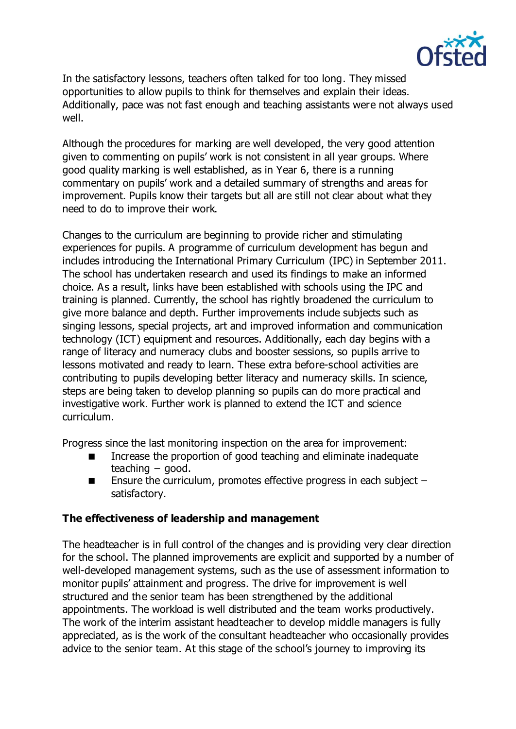In the satisfactory lessons, teachers often talked for too long. They missed opportunities to allow pupils to think for themselves and explain their ideas. Additionally, pace was not fast enough and teaching assistants were not always used well.

Although the procedures for marking are well developed, the very good attention given to commenting on pupils' work is not consistent in all year groups. Where good quality marking is well established, as in Year 6, there is a running commentary on pupils' work and a detailed summary of strengths and areas for improvement. Pupils know their targets but all are still not clear about what they need to do to improve their work.

Changes to the curriculum are beginning to provide richer and stimulating experiences for pupils. A programme of curriculum development has begun and includes introducing the International Primary Curriculum (IPC) in September 2011. The school has undertaken research and used its findings to make an informed choice. As a result, links have been established with schools using the IPC and training is planned. Currently, the school has rightly broadened the curriculum to give more balance and depth. Further improvements include subjects such as singing lessons, special projects, art and improved information and communication technology (ICT) equipment and resources. Additionally, each day begins with a range of literacy and numeracy clubs and booster sessions, so pupils arrive to lessons motivated and ready to learn. These extra before-school activities are contributing to pupils developing better literacy and numeracy skills. In science, steps are being taken to develop planning so pupils can do more practical and investigative work. Further work is planned to extend the ICT and science curriculum.

Progress since the last monitoring inspection on the area for improvement:

- Increase the proportion of good teaching and eliminate inadequate teaching – good.
- Ensure the curriculum, promotes effective progress in each subject – satisfactory.

**The effectiveness of leadership and management**

The headteacher is in full control of the changes and is providing very clear direction for the school. The planned improvements are explicit and supported by a number of well-developed management systems, such as the use of assessment information to monitor pupils' attainment and progress. The drive for improvement is well structured and the senior team has been strengthened by the additional appointments. The workload is well distributed and the team works productively. The work of the interim assistant headteacher to develop middle managers is fully appreciated, as is the work of the consultant headteacher who occasionally provides advice to the senior team. At this stage of the school's journey to improving its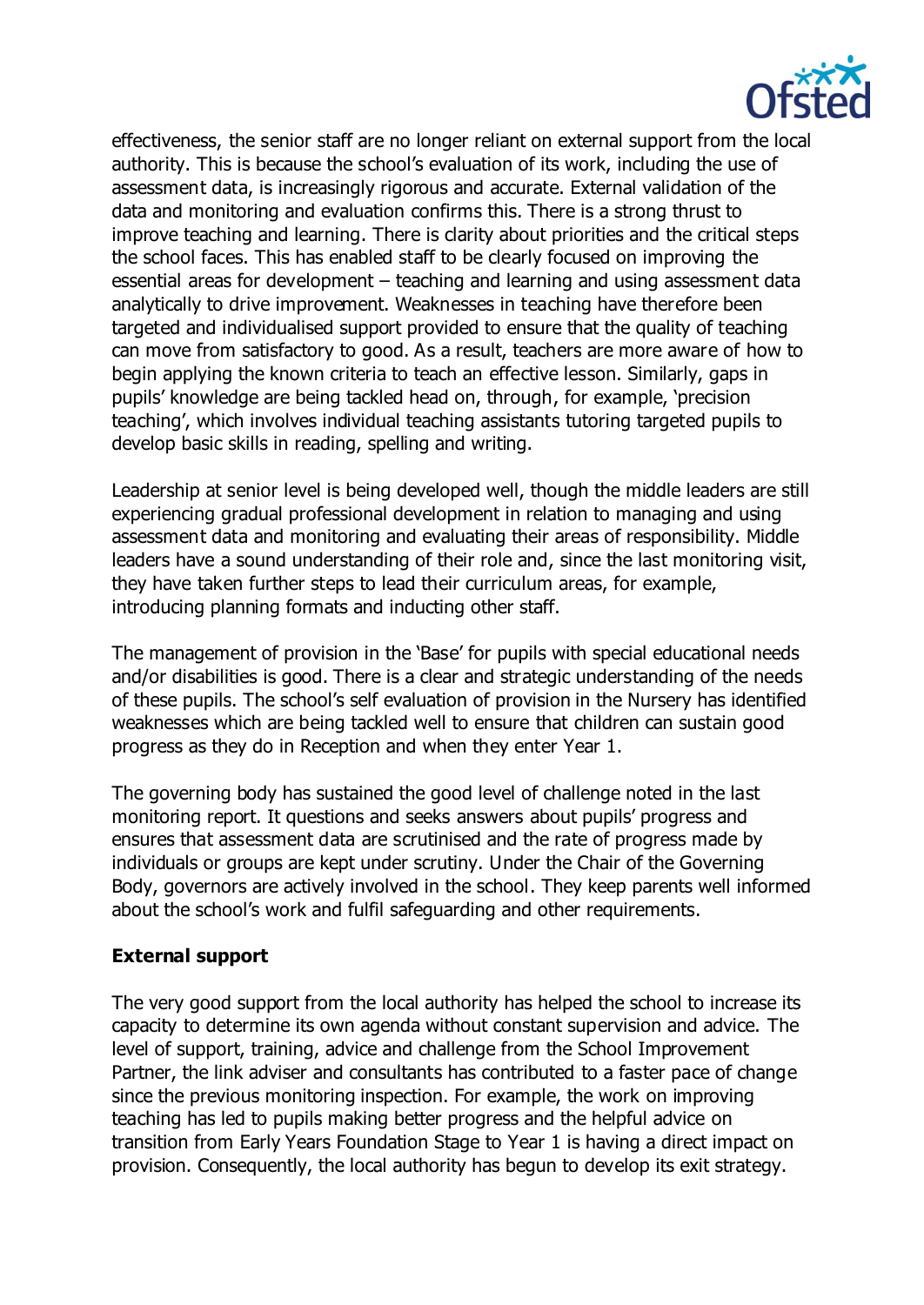effectiveness, the senior staff are no longer reliant on external support from the local authority. This is because the school's evaluation of its work, including the use of assessment data, is increasingly rigorous and accurate. External validation of the data and monitoring and evaluation confirms this. There is a strong thrust to improve teaching and learning. There is clarity about priorities and the critical steps the school faces. This has enabled staff to be clearly focused on improving the essential areas for development – teaching and learning and using assessment data analytically to drive improvement. Weaknesses in teaching have therefore been targeted and individualised support provided to ensure that the quality of teaching can move from satisfactory to good. As a result, teachers are more aware of how to begin applying the known criteria to teach an effective lesson. Similarly, gaps in pupils' knowledge are being tackled head on, through, for example, 'precision teaching', which involves individual teaching assistants tutoring targeted pupils to develop basic skills in reading, spelling and writing.

Leadership at senior level is being developed well, though the middle leaders are still experiencing gradual professional development in relation to managing and using assessment data and monitoring and evaluating their areas of responsibility. Middle leaders have a sound understanding of their role and, since the last monitoring visit, they have taken further steps to lead their curriculum areas, for example, introducing planning formats and inducting other staff.

The management of provision in the 'Base' for pupils with special educational needs and/or disabilities is good. There is a clear and strategic understanding of the needs of these pupils. The school's self evaluation of provision in the Nursery has identified weaknesses which are being tackled well to ensure that children can sustain good progress as they do in Reception and when they enter Year 1.

The governing body has sustained the good level of challenge noted in the last monitoring report. It questions and seeks answers about pupils' progress and ensures that assessment data are scrutinised and the rate of progress made by individuals or groups are kept under scrutiny. Under the Chair of the Governing Body, governors are actively involved in the school. They keep parents well informed about the school's work and fulfil safeguarding and other requirements.

**External support**

The very good support from the local authority has helped the school to increase its capacity to determine its own agenda without constant supervision and advice. The level of support, training, advice and challenge from the School Improvement Partner, the link adviser and consultants has contributed to a faster pace of change since the previous monitoring inspection. For example, the work on improving teaching has led to pupils making better progress and the helpful advice on transition from Early Years Foundation Stage to Year 1 is having a direct impact on provision. Consequently, the local authority has begun to develop its exit strategy.